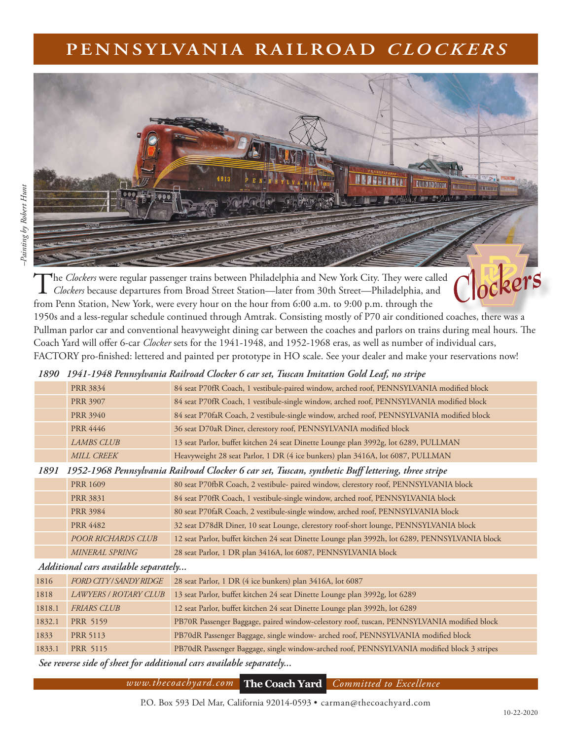# PENNSYLVANIA RAILROAD *CLOCKERS*

*–Painting by Robert Hunt*

The *Clockers* were regular passenger trains between Philadelphia and New York City. They were called *Clockers* because departures from Broad Street Station—later from 30th Street—Philadelphia, and from Penn Station, New York, were every hour on the hour from 6:00 a.m. to 9:00 p.m. through the 1950s and a less-regular schedule continued through Amtrak. Consisting mostly of P70 air conditioned coaches, there was a Pullman parlor car and conventional heavyweight dining car between the coaches and parlors on trains during meal hours. The Coach Yard will offer 6-car *Clocker* sets for the 1941-1948, and 1952-1968 eras, as well as number of individual cars, FACTORY pro-finished: lettered and painted per prototype in HO scale. See your dealer and make your reservations now!

***1890 1941-1948 Pennsylvania Railroad Clocker 6 car set, Tuscan Imitation Gold Leaf, no stripe***

| | | |
|---|---|---|
| | PRR 3834 | 84 seat P70fR Coach, 1 vestibule-paired window, arched roof, PENNSYLVANIA modified block |
| | PRR 3907 | 84 seat P70fR Coach, 1 vestibule-single window, arched roof, PENNSYLVANIA modified block |
| | PRR 3940 | 84 seat P70faR Coach, 2 vestibule-single window, arched roof, PENNSYLVANIA modified block |
| | PRR 4446 | 36 seat D70aR Diner, clerestory roof, PENNSYLVANIA modified block |
| | *LAMBS CLUB* | 13 seat Parlor, buffet kitchen 24 seat Dinette Lounge plan 3992g, lot 6289, PULLMAN |
| | *MILL CREEK* | Heavyweight 28 seat Parlor, 1 DR (4 ice bunkers) plan 3416A, lot 6087, PULLMAN |

***1891 1952-1968 Pennsylvania Railroad Clocker 6 car set, Tuscan, synthetic Buff lettering, three stripe***

| | | |
|---|---|---|
| | PRR 1609 | 80 seat P70fbR Coach, 2 vestibule- paired window, clerestory roof, PENNSYLVANIA block |
| | PRR 3831 | 84 seat P70fR Coach, 1 vestibule-single window, arched roof, PENNSYLVANIA block |
| | PRR 3984 | 80 seat P70faR Coach, 2 vestibule-single window, arched roof, PENNSYLVANIA block |
| | PRR 4482 | 32 seat D78dR Diner, 10 seat Lounge, clerestory roof-short lounge, PENNSYLVANIA block |
| | *POOR RICHARDS CLUB* | 12 seat Parlor, buffet kitchen 24 seat Dinette Lounge plan 3992h, lot 6289, PENNSYLVANIA block |
| | *MINERAL SPRING* | 28 seat Parlor, 1 DR plan 3416A, lot 6087, PENNSYLVANIA block |

***Additional cars available separately...***

| | | |
|---|---|---|
| 1816 | *FORD CITY / SANDY RIDGE* | 28 seat Parlor, 1 DR (4 ice bunkers) plan 3416A, lot 6087 |
| 1818 | *LAWYERS / ROTARY CLUB* | 13 seat Parlor, buffet kitchen 24 seat Dinette Lounge plan 3992g, lot 6289 |
| 1818.1 | *FRIARS CLUB* | 12 seat Parlor, buffet kitchen 24 seat Dinette Lounge plan 3992h, lot 6289 |
| 1832.1 | PRR 5159 | PB70R Passenger Baggage, paired window-celestory roof, tuscan, PENNSYLVANIA modified block |
| 1833 | PRR 5113 | PB70dR Passenger Baggage, single window- arched roof, PENNSYLVANIA modified block |
| 1833.1 | PRR 5115 | PB70dR Passenger Baggage, single window-arched roof, PENNSYLVANIA modified block 3 stripes |

***See reverse side of sheet for additional cars available separately...***

*www.thecoachyard.com* **The Coach Yard** *Committed to Excellence*

P.O. Box 593 Del Mar, California 92014-0593 • carman@thecoachyard.com

10-22-2020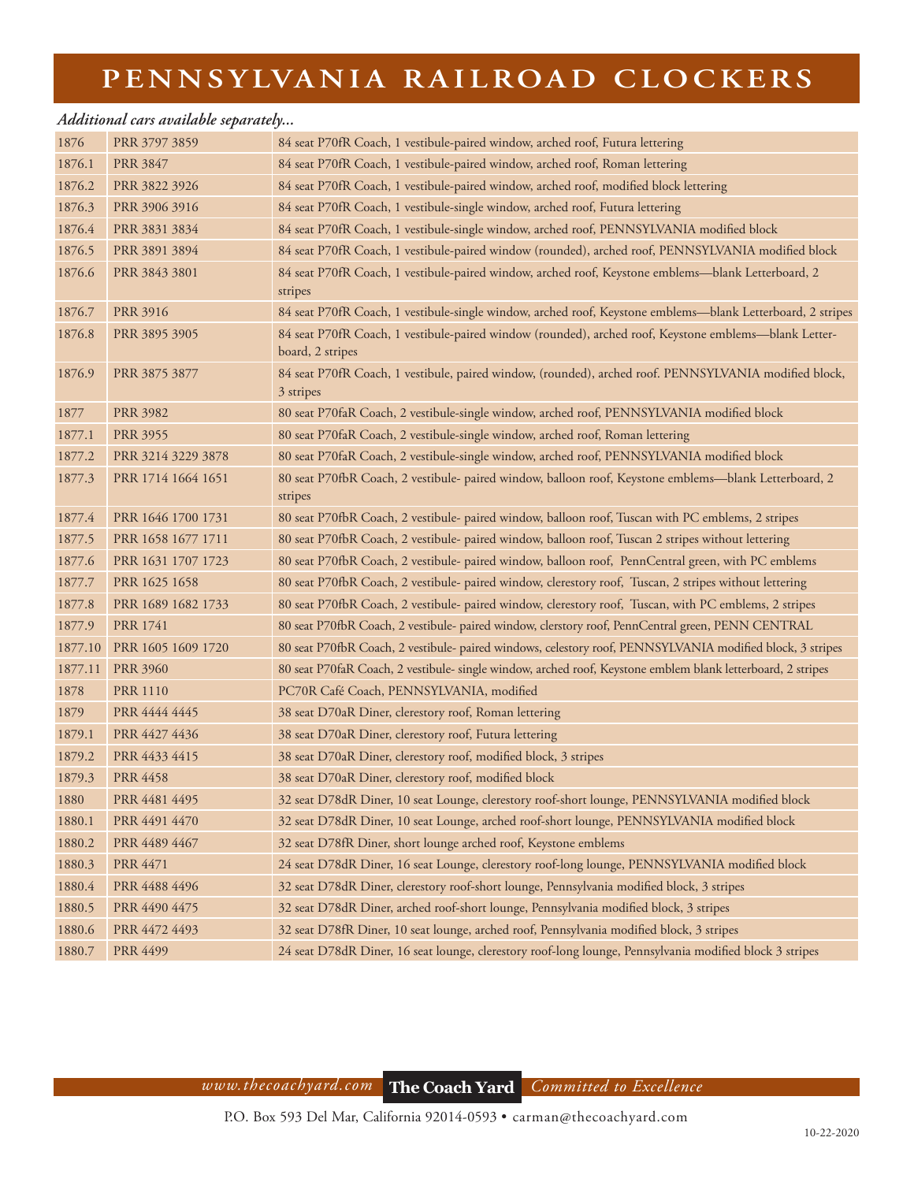# PENNSYLVANIA RAILROAD CLOCKERS

***Additional cars available separately...***

| | | |
|---|---|---|
| 1876 | PRR 3797 3859 | 84 seat P70fR Coach, 1 vestibule-paired window, arched roof, Futura lettering |
| 1876.1 | PRR 3847 | 84 seat P70fR Coach, 1 vestibule-paired window, arched roof, Roman lettering |
| 1876.2 | PRR 3822 3926 | 84 seat P70fR Coach, 1 vestibule-paired window, arched roof, modified block lettering |
| 1876.3 | PRR 3906 3916 | 84 seat P70fR Coach, 1 vestibule-single window, arched roof, Futura lettering |
| 1876.4 | PRR 3831 3834 | 84 seat P70fR Coach, 1 vestibule-single window, arched roof, PENNSYLVANIA modified block |
| 1876.5 | PRR 3891 3894 | 84 seat P70fR Coach, 1 vestibule-paired window (rounded), arched roof, PENNSYLVANIA modified block |
| 1876.6 | PRR 3843 3801 | 84 seat P70fR Coach, 1 vestibule-paired window, arched roof, Keystone emblems—blank Letterboard, 2 stripes |
| 1876.7 | PRR 3916 | 84 seat P70fR Coach, 1 vestibule-single window, arched roof, Keystone emblems—blank Letterboard, 2 stripes |
| 1876.8 | PRR 3895 3905 | 84 seat P70fR Coach, 1 vestibule-paired window (rounded), arched roof, Keystone emblems—blank Letterboard, 2 stripes |
| 1876.9 | PRR 3875 3877 | 84 seat P70fR Coach, 1 vestibule, paired window, (rounded), arched roof. PENNSYLVANIA modified block, 3 stripes |
| 1877 | PRR 3982 | 80 seat P70faR Coach, 2 vestibule-single window, arched roof, PENNSYLVANIA modified block |
| 1877.1 | PRR 3955 | 80 seat P70faR Coach, 2 vestibule-single window, arched roof, Roman lettering |
| 1877.2 | PRR 3214 3229 3878 | 80 seat P70faR Coach, 2 vestibule-single window, arched roof, PENNSYLVANIA modified block |
| 1877.3 | PRR 1714 1664 1651 | 80 seat P70fbR Coach, 2 vestibule- paired window, balloon roof, Keystone emblems—blank Letterboard, 2 stripes |
| 1877.4 | PRR 1646 1700 1731 | 80 seat P70fbR Coach, 2 vestibule- paired window, balloon roof, Tuscan with PC emblems, 2 stripes |
| 1877.5 | PRR 1658 1677 1711 | 80 seat P70fbR Coach, 2 vestibule- paired window, balloon roof, Tuscan 2 stripes without lettering |
| 1877.6 | PRR 1631 1707 1723 | 80 seat P70fbR Coach, 2 vestibule- paired window, balloon roof, PennCentral green, with PC emblems |
| 1877.7 | PRR 1625 1658 | 80 seat P70fbR Coach, 2 vestibule- paired window, clerestory roof, Tuscan, 2 stripes without lettering |
| 1877.8 | PRR 1689 1682 1733 | 80 seat P70fbR Coach, 2 vestibule- paired window, clerestory roof, Tuscan, with PC emblems, 2 stripes |
| 1877.9 | PRR 1741 | 80 seat P70fbR Coach, 2 vestibule- paired window, clerstory roof, PennCentral green, PENN CENTRAL |
| 1877.10 | PRR 1605 1609 1720 | 80 seat P70fbR Coach, 2 vestibule- paired windows, celestory roof, PENNSYLVANIA modified block, 3 stripes |
| 1877.11 | PRR 3960 | 80 seat P70faR Coach, 2 vestibule- single window, arched roof, Keystone emblem blank letterboard, 2 stripes |
| 1878 | PRR 1110 | PC70R Café Coach, PENNSYLVANIA, modified |
| 1879 | PRR 4444 4445 | 38 seat D70aR Diner, clerestory roof, Roman lettering |
| 1879.1 | PRR 4427 4436 | 38 seat D70aR Diner, clerestory roof, Futura lettering |
| 1879.2 | PRR 4433 4415 | 38 seat D70aR Diner, clerestory roof, modified block, 3 stripes |
| 1879.3 | PRR 4458 | 38 seat D70aR Diner, clerestory roof, modified block |
| 1880 | PRR 4481 4495 | 32 seat D78dR Diner, 10 seat Lounge, clerestory roof-short lounge, PENNSYLVANIA modified block |
| 1880.1 | PRR 4491 4470 | 32 seat D78dR Diner, 10 seat Lounge, arched roof-short lounge, PENNSYLVANIA modified block |
| 1880.2 | PRR 4489 4467 | 32 seat D78fR Diner, short lounge arched roof, Keystone emblems |
| 1880.3 | PRR 4471 | 24 seat D78dR Diner, 16 seat Lounge, clerestory roof-long lounge, PENNSYLVANIA modified block |
| 1880.4 | PRR 4488 4496 | 32 seat D78dR Diner, clerestory roof-short lounge, Pennsylvania modified block, 3 stripes |
| 1880.5 | PRR 4490 4475 | 32 seat D78dR Diner, arched roof-short lounge, Pennsylvania modified block, 3 stripes |
| 1880.6 | PRR 4472 4493 | 32 seat D78fR Diner, 10 seat lounge, arched roof, Pennsylvania modified block, 3 stripes |
| 1880.7 | PRR 4499 | 24 seat D78dR Diner, 16 seat lounge, clerestory roof-long lounge, Pennsylvania modified block 3 stripes |

*www.thecoachyard.com* **The Coach Yard** *Committed to Excellence*

P.O. Box 593 Del Mar, California 92014-0593 • carman@thecoachyard.com

10-22-2020